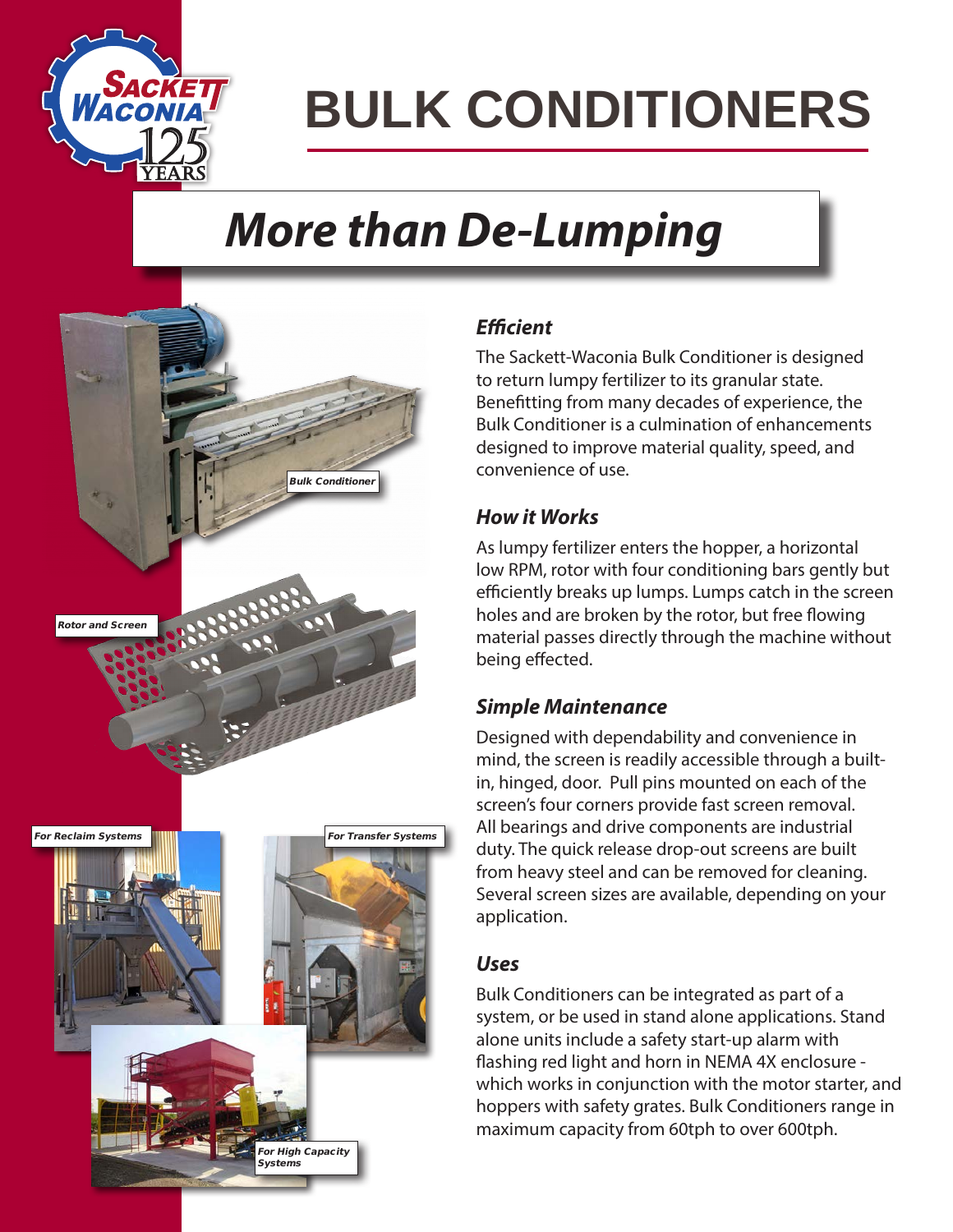# BULK CONDITIONERS

## More than De-Lumping

Bulk Conditioner

Rotor and Screen

For Reclaim Systems

For Transfer Systems

For High Capacity Systems

### Efficient

The Sackett-Waconia Bulk Conditioner is designed to return lumpy fertilizer to its granular state. Benefitting from many decades of experience, the Bulk Conditioner is a culmination of enhancements designed to improve material quality, speed, and convenience of use.

### How it Works

As lumpy fertilizer enters the hopper, a horizontal low RPM, rotor with four conditioning bars gently but efficiently breaks up lumps. Lumps catch in the screen holes and are broken by the rotor, but free flowing material passes directly through the machine without being effected.

### Simple Maintenance

Designed with dependability and convenience in mind, the screen is readily accessible through a built-in, hinged, door. Pull pins mounted on each of the screen's four corners provide fast screen removal. All bearings and drive components are industrial duty. The quick release drop-out screens are built from heavy steel and can be removed for cleaning. Several screen sizes are available, depending on your application.

### Uses

Bulk Conditioners can be integrated as part of a system, or be used in stand alone applications. Stand alone units include a safety start-up alarm with flashing red light and horn in NEMA 4X enclosure - which works in conjunction with the motor starter, and hoppers with safety grates. Bulk Conditioners range in maximum capacity from 60tph to over 600tph.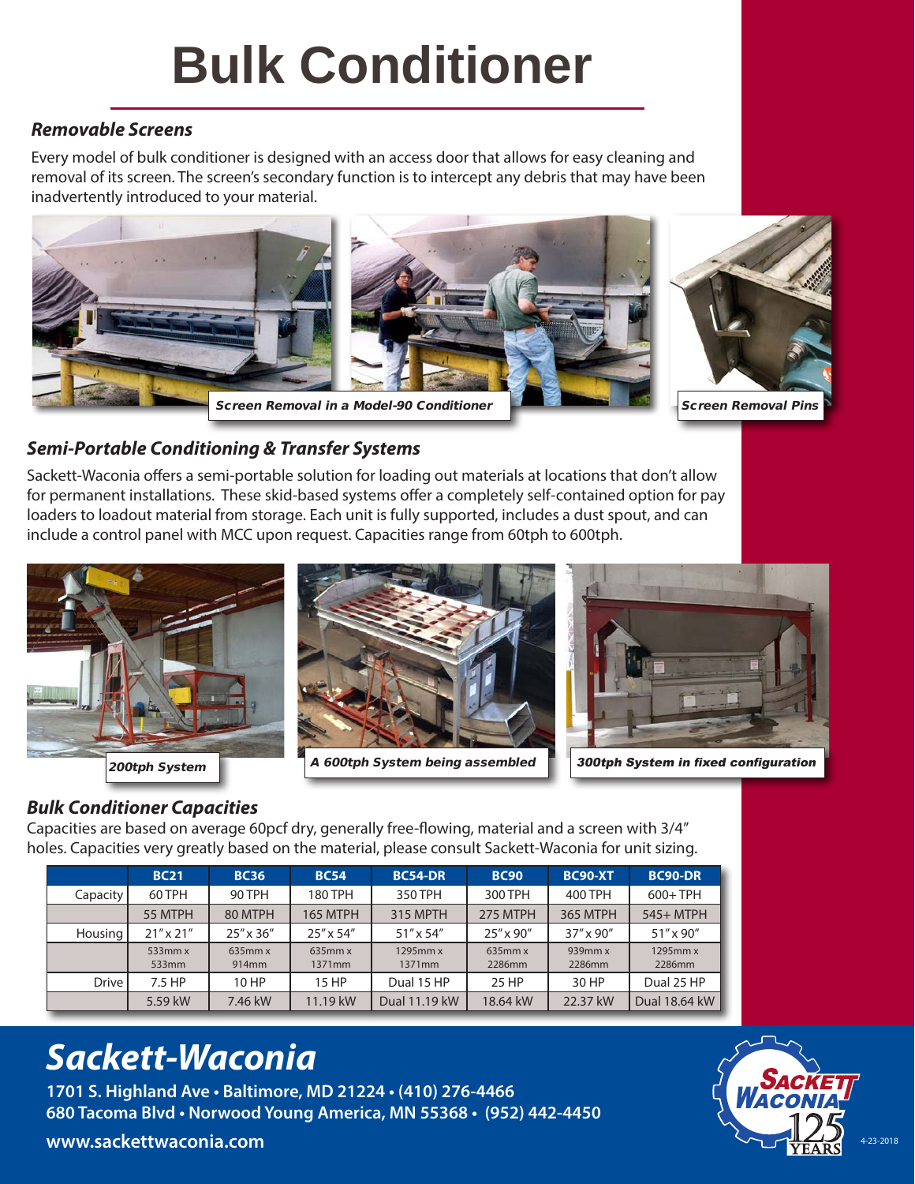# Bulk Conditioner

### *Removable Screens*

Every model of bulk conditioner is designed with an access door that allows for easy cleaning and removal of its screen. The screen's secondary function is to intercept any debris that may have been inadvertently introduced to your material.

*Screen Removal in a Model-90 Conditioner*

*Screen Removal Pins*

### *Semi-Portable Conditioning & Transfer Systems*

Sackett-Waconia offers a semi-portable solution for loading out materials at locations that don't allow for permanent installations. These skid-based systems offer a completely self-contained option for pay loaders to loadout material from storage. Each unit is fully supported, includes a dust spout, and can include a control panel with MCC upon request. Capacities range from 60tph to 600tph.

*200tph System*

*A 600tph System being assembled*

*300tph System in fixed configuration*

### *Bulk Conditioner Capacities*

Capacities are based on average 60pcf dry, generally free-flowing, material and a screen with 3/4" holes. Capacities very greatly based on the material, please consult Sackett-Waconia for unit sizing.

| | BC21 | BC36 | BC54 | BC54-DR | BC90 | BC90-XT | BC90-DR |
|---|---|---|---|---|---|---|---|
| Capacity | 60 TPH | 90 TPH | 180 TPH | 350 TPH | 300 TPH | 400 TPH | 600+ TPH |
| | 55 MTPH | 80 MTPH | 165 MTPH | 315 MPTH | 275 MTPH | 365 MTPH | 545+ MTPH |
| Housing | 21" x 21" | 25" x 36" | 25" x 54" | 51" x 54" | 25" x 90" | 37" x 90" | 51" x 90" |
| | 533mm x 533mm | 635mm x 914mm | 635mm x 1371mm | 1295mm x 1371mm | 635mm x 2286mm | 939mm x 2286mm | 1295mm x 2286mm |
| Drive | 7.5 HP | 10 HP | 15 HP | Dual 15 HP | 25 HP | 30 HP | Dual 25 HP |
| | 5.59 kW | 7.46 kW | 11.19 kW | Dual 11.19 kW | 18.64 kW | 22.37 kW | Dual 18.64 kW |

## *Sackett-Waconia*

**1701 S. Highland Ave • Baltimore, MD 21224 • (410) 276-4466**
**680 Tacoma Blvd • Norwood Young America, MN 55368 • (952) 442-4450**

**www.sackettwaconia.com**

Sackett Waconia 125 Years

4-23-2018